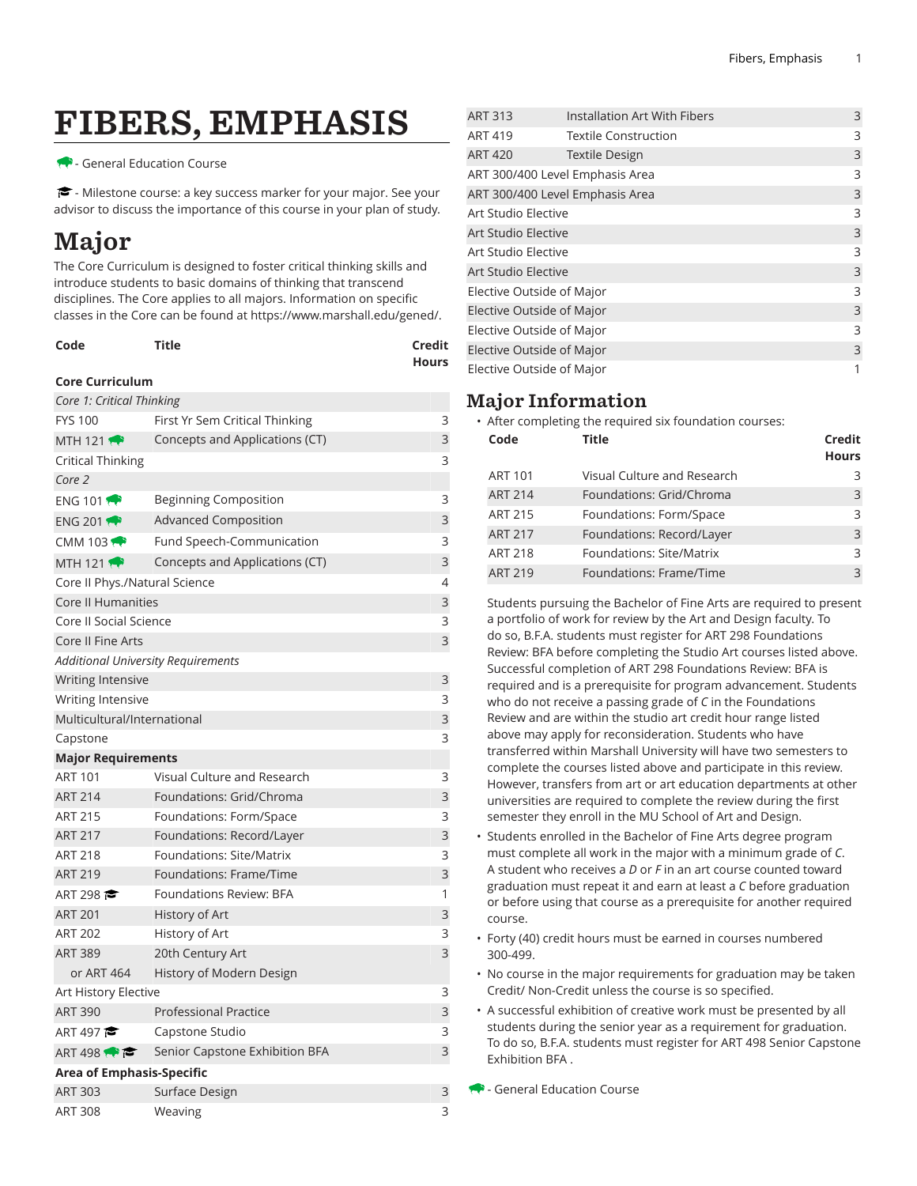# FIBERS, EMPHASIS

🦬 - General Education Course

🎓 - Milestone course: a key success marker for your major. See your advisor to discuss the importance of this course in your plan of study.

## Major

The Core Curriculum is designed to foster critical thinking skills and introduce students to basic domains of thinking that transcend disciplines. The Core applies to all majors. Information on specific classes in the Core can be found at https://www.marshall.edu/gened/.

| Code | Title | Credit Hours |
|---|---|---|
| **Core Curriculum** | | |
| *Core 1: Critical Thinking* | | |
| FYS 100 | First Yr Sem Critical Thinking | 3 |
| MTH 121 🦬 | Concepts and Applications (CT) | 3 |
| Critical Thinking | | 3 |
| *Core 2* | | |
| ENG 101 🦬 | Beginning Composition | 3 |
| ENG 201 🦬 | Advanced Composition | 3 |
| CMM 103 🦬 | Fund Speech-Communication | 3 |
| MTH 121 🦬 | Concepts and Applications (CT) | 3 |
| Core II Phys./Natural Science | | 4 |
| Core II Humanities | | 3 |
| Core II Social Science | | 3 |
| Core II Fine Arts | | 3 |
| *Additional University Requirements* | | |
| Writing Intensive | | 3 |
| Writing Intensive | | 3 |
| Multicultural/International | | 3 |
| Capstone | | 3 |
| **Major Requirements** | | |
| ART 101 | Visual Culture and Research | 3 |
| ART 214 | Foundations: Grid/Chroma | 3 |
| ART 215 | Foundations: Form/Space | 3 |
| ART 217 | Foundations: Record/Layer | 3 |
| ART 218 | Foundations: Site/Matrix | 3 |
| ART 219 | Foundations: Frame/Time | 3 |
| ART 298 🎓 | Foundations Review: BFA | 1 |
| ART 201 | History of Art | 3 |
| ART 202 | History of Art | 3 |
| ART 389 | 20th Century Art | 3 |
| or ART 464 | History of Modern Design | |
| Art History Elective | | 3 |
| ART 390 | Professional Practice | 3 |
| ART 497 🎓 | Capstone Studio | 3 |
| ART 498 🦬 🎓 | Senior Capstone Exhibition BFA | 3 |
| **Area of Emphasis-Specific** | | |
| ART 303 | Surface Design | 3 |
| ART 308 | Weaving | 3 |
| ART 313 | Installation Art With Fibers | 3 |
| ART 419 | Textile Construction | 3 |
| ART 420 | Textile Design | 3 |
| ART 300/400 Level Emphasis Area | | 3 |
| ART 300/400 Level Emphasis Area | | 3 |
| Art Studio Elective | | 3 |
| Art Studio Elective | | 3 |
| Art Studio Elective | | 3 |
| Art Studio Elective | | 3 |
| Elective Outside of Major | | 3 |
| Elective Outside of Major | | 3 |
| Elective Outside of Major | | 3 |
| Elective Outside of Major | | 3 |
| Elective Outside of Major | | 1 |

## Major Information

- After completing the required six foundation courses:

| Code | Title | Credit Hours |
|---|---|---|
| ART 101 | Visual Culture and Research | 3 |
| ART 214 | Foundations: Grid/Chroma | 3 |
| ART 215 | Foundations: Form/Space | 3 |
| ART 217 | Foundations: Record/Layer | 3 |
| ART 218 | Foundations: Site/Matrix | 3 |
| ART 219 | Foundations: Frame/Time | 3 |

  Students pursuing the Bachelor of Fine Arts are required to present a portfolio of work for review by the Art and Design faculty. To do so, B.F.A. students must register for ART 298 Foundations Review: BFA before completing the Studio Art courses listed above. Successful completion of ART 298 Foundations Review: BFA is required and is a prerequisite for program advancement. Students who do not receive a passing grade of *C* in the Foundations Review and are within the studio art credit hour range listed above may apply for reconsideration. Students who have transferred within Marshall University will have two semesters to complete the courses listed above and participate in this review. However, transfers from art or art education departments at other universities are required to complete the review during the first semester they enroll in the MU School of Art and Design.

- Students enrolled in the Bachelor of Fine Arts degree program must complete all work in the major with a minimum grade of *C*. A student who receives a *D* or *F* in an art course counted toward graduation must repeat it and earn at least a *C* before graduation or before using that course as a prerequisite for another required course.
- Forty (40) credit hours must be earned in courses numbered 300-499.
- No course in the major requirements for graduation may be taken Credit/ Non-Credit unless the course is so specified.
- A successful exhibition of creative work must be presented by all students during the senior year as a requirement for graduation. To do so, B.F.A. students must register for ART 498 Senior Capstone Exhibition BFA .

🦬 - General Education Course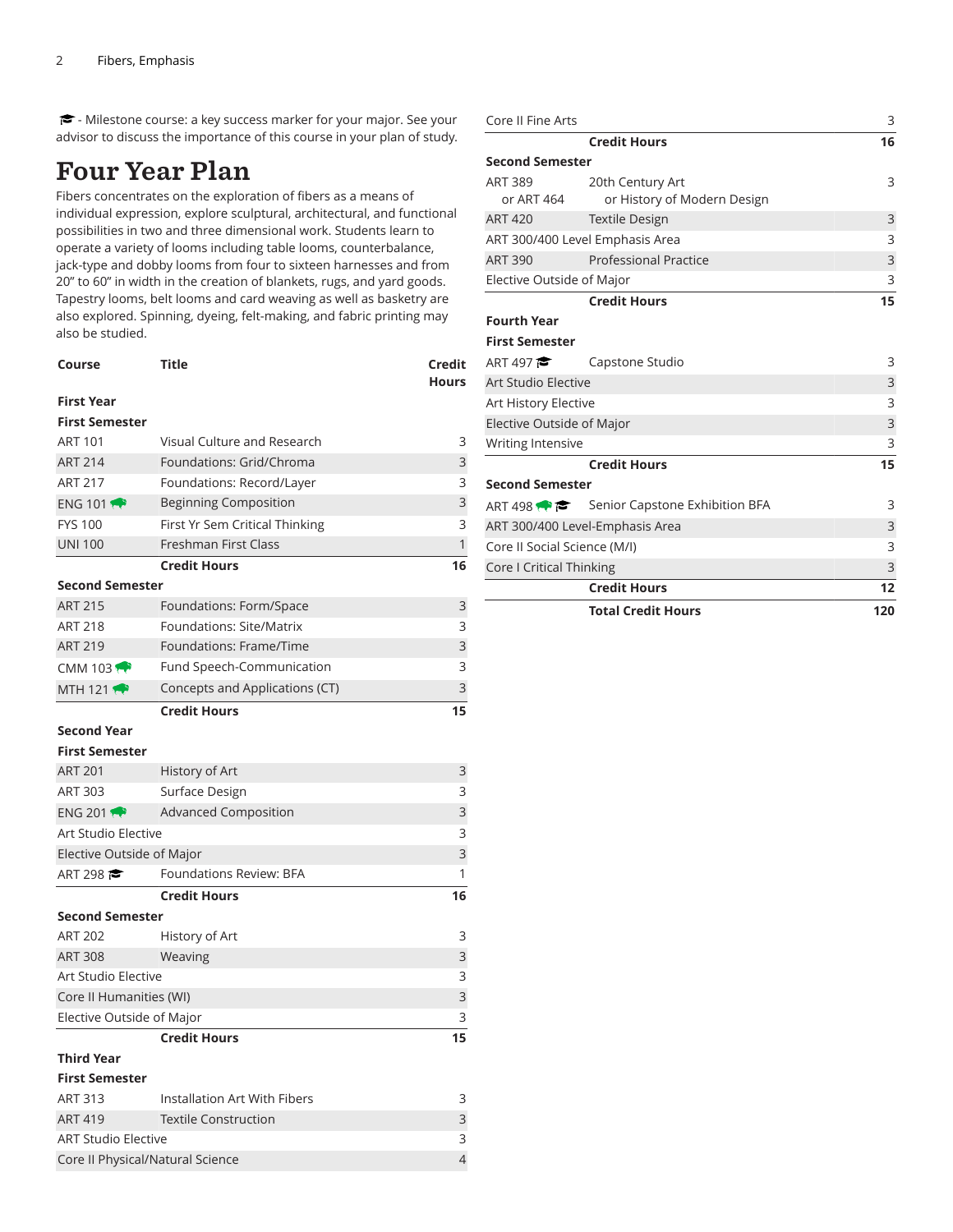🎓 - Milestone course: a key success marker for your major. See your advisor to discuss the importance of this course in your plan of study.

# Four Year Plan

Fibers concentrates on the exploration of fibers as a means of individual expression, explore sculptural, architectural, and functional possibilities in two and three dimensional work. Students learn to operate a variety of looms including table looms, counterbalance, jack-type and dobby looms from four to sixteen harnesses and from 20" to 60" in width in the creation of blankets, rugs, and yard goods. Tapestry looms, belt looms and card weaving as well as basketry are also explored. Spinning, dyeing, felt-making, and fabric printing may also be studied.

| Course | Title | Credit Hours |
|---|---|---|
| **First Year** | | |
| **First Semester** | | |
| ART 101 | Visual Culture and Research | 3 |
| ART 214 | Foundations: Grid/Chroma | 3 |
| ART 217 | Foundations: Record/Layer | 3 |
| ENG 101 | Beginning Composition | 3 |
| FYS 100 | First Yr Sem Critical Thinking | 3 |
| UNI 100 | Freshman First Class | 1 |
| | **Credit Hours** | **16** |
| **Second Semester** | | |
| ART 215 | Foundations: Form/Space | 3 |
| ART 218 | Foundations: Site/Matrix | 3 |
| ART 219 | Foundations: Frame/Time | 3 |
| CMM 103 | Fund Speech-Communication | 3 |
| MTH 121 | Concepts and Applications (CT) | 3 |
| | **Credit Hours** | **15** |
| **Second Year** | | |
| **First Semester** | | |
| ART 201 | History of Art | 3 |
| ART 303 | Surface Design | 3 |
| ENG 201 | Advanced Composition | 3 |
| Art Studio Elective | | 3 |
| Elective Outside of Major | | 3 |
| ART 298 🎓 | Foundations Review: BFA | 1 |
| | **Credit Hours** | **16** |
| **Second Semester** | | |
| ART 202 | History of Art | 3 |
| ART 308 | Weaving | 3 |
| Art Studio Elective | | 3 |
| Core II Humanities (WI) | | 3 |
| Elective Outside of Major | | 3 |
| | **Credit Hours** | **15** |
| **Third Year** | | |
| **First Semester** | | |
| ART 313 | Installation Art With Fibers | 3 |
| ART 419 | Textile Construction | 3 |
| ART Studio Elective | | 3 |
| Core II Physical/Natural Science | | 4 |
| Core II Fine Arts | | 3 |
| | **Credit Hours** | **16** |
| **Second Semester** | | |
| ART 389 or ART 464 | 20th Century Art or History of Modern Design | 3 |
| ART 420 | Textile Design | 3 |
| ART 300/400 Level Emphasis Area | | 3 |
| ART 390 | Professional Practice | 3 |
| Elective Outside of Major | | 3 |
| | **Credit Hours** | **15** |
| **Fourth Year** | | |
| **First Semester** | | |
| ART 497 🎓 | Capstone Studio | 3 |
| Art Studio Elective | | 3 |
| Art History Elective | | 3 |
| Elective Outside of Major | | 3 |
| Writing Intensive | | 3 |
| | **Credit Hours** | **15** |
| **Second Semester** | | |
| ART 498 🎓 | Senior Capstone Exhibition BFA | 3 |
| ART 300/400 Level-Emphasis Area | | 3 |
| Core II Social Science (M/I) | | 3 |
| Core I Critical Thinking | | 3 |
| | **Credit Hours** | **12** |
| | **Total Credit Hours** | **120** |